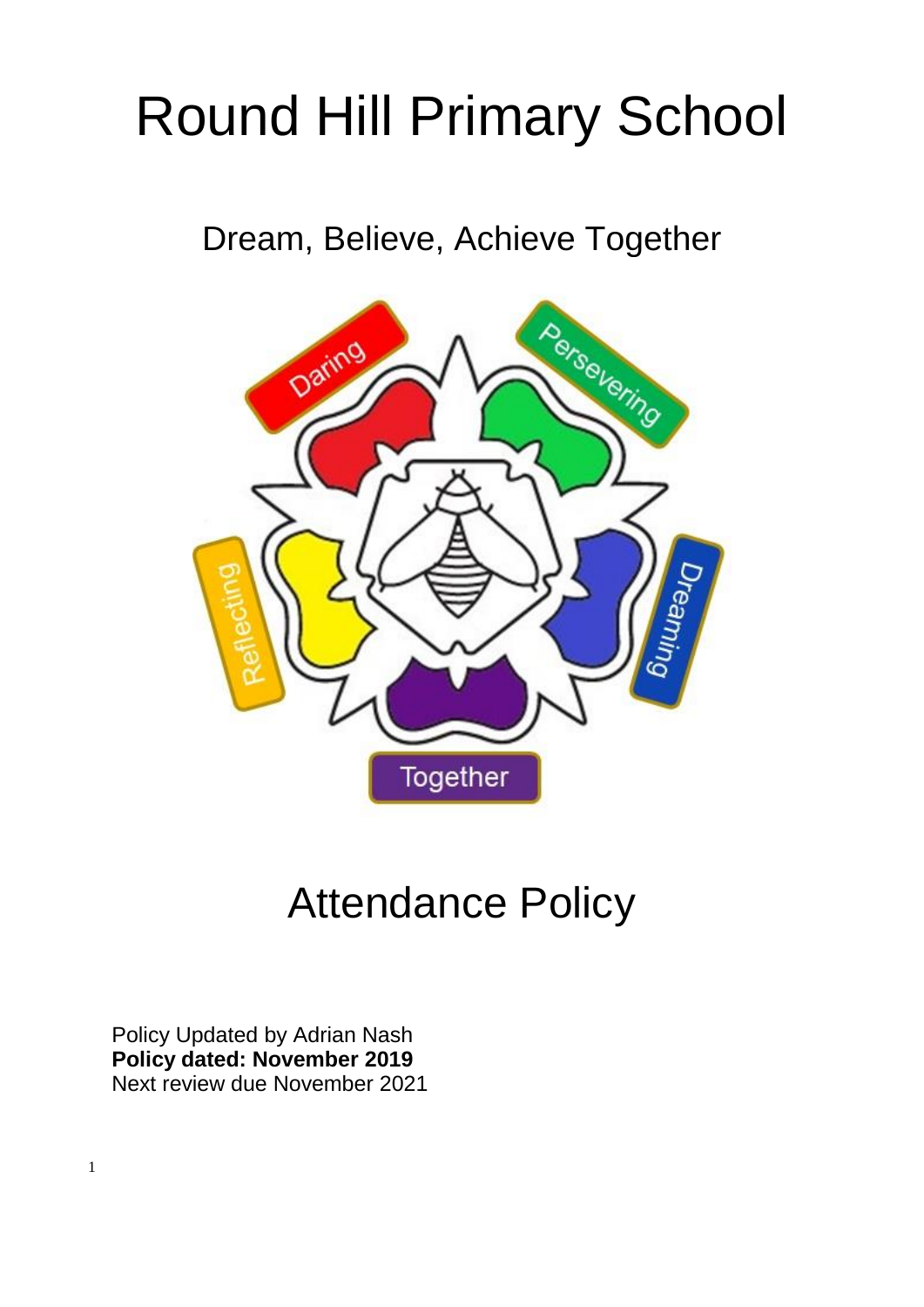# Round Hill Primary School

## Dream, Believe, Achieve Together

# Attendance Policy

Policy Updated by Adrian Nash
**Policy dated: November 2019**
Next review due November 2021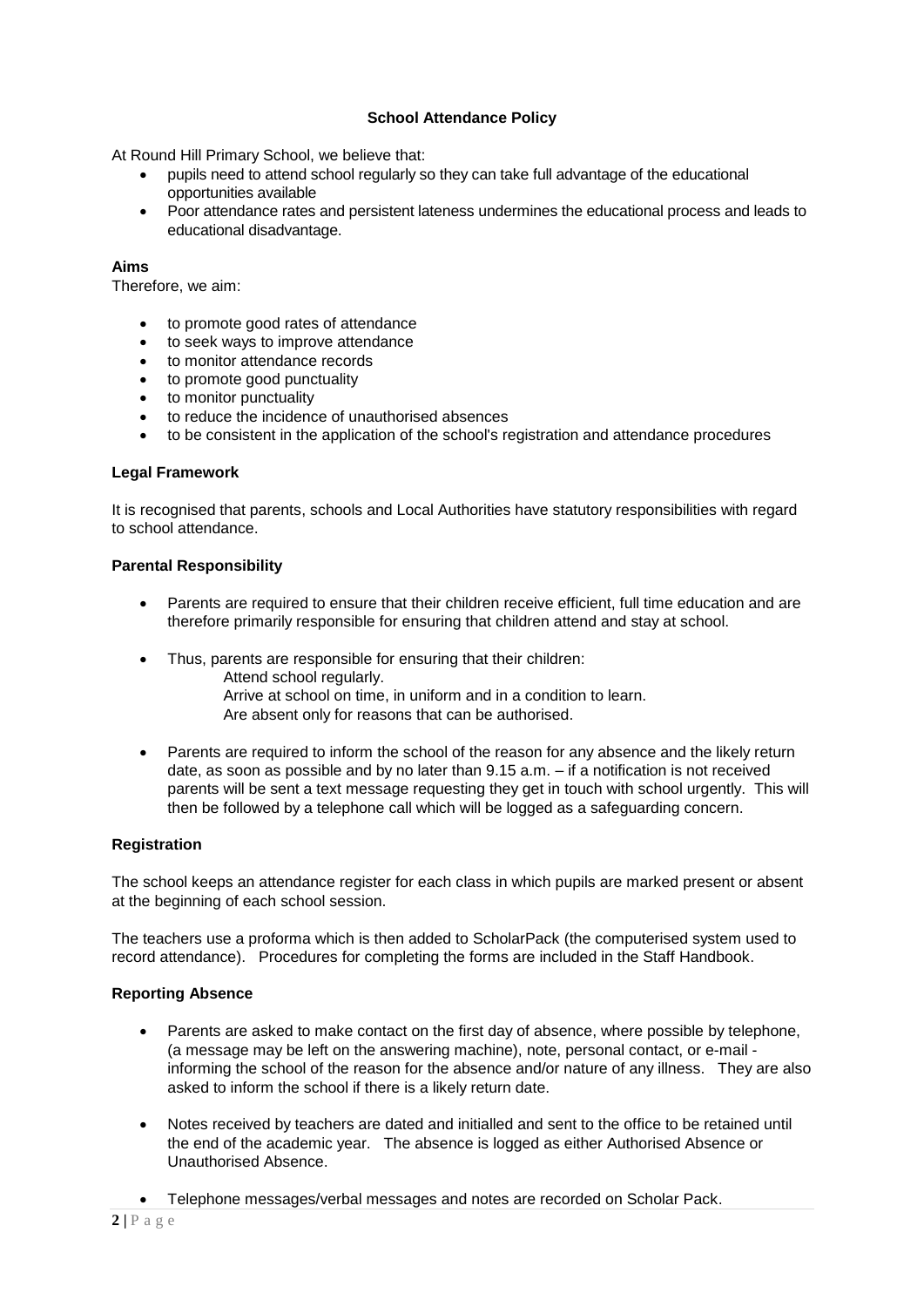## School Attendance Policy

At Round Hill Primary School, we believe that:

- pupils need to attend school regularly so they can take full advantage of the educational opportunities available
- Poor attendance rates and persistent lateness undermines the educational process and leads to educational disadvantage.

### Aims

Therefore, we aim:

- to promote good rates of attendance
- to seek ways to improve attendance
- to monitor attendance records
- to promote good punctuality
- to monitor punctuality
- to reduce the incidence of unauthorised absences
- to be consistent in the application of the school's registration and attendance procedures

### Legal Framework

It is recognised that parents, schools and Local Authorities have statutory responsibilities with regard to school attendance.

### Parental Responsibility

- Parents are required to ensure that their children receive efficient, full time education and are therefore primarily responsible for ensuring that children attend and stay at school.
- Thus, parents are responsible for ensuring that their children:
  - Attend school regularly.
  - Arrive at school on time, in uniform and in a condition to learn.
  - Are absent only for reasons that can be authorised.
- Parents are required to inform the school of the reason for any absence and the likely return date, as soon as possible and by no later than 9.15 a.m. – if a notification is not received parents will be sent a text message requesting they get in touch with school urgently. This will then be followed by a telephone call which will be logged as a safeguarding concern.

### Registration

The school keeps an attendance register for each class in which pupils are marked present or absent at the beginning of each school session.

The teachers use a proforma which is then added to ScholarPack (the computerised system used to record attendance). Procedures for completing the forms are included in the Staff Handbook.

### Reporting Absence

- Parents are asked to make contact on the first day of absence, where possible by telephone, (a message may be left on the answering machine), note, personal contact, or e-mail - informing the school of the reason for the absence and/or nature of any illness. They are also asked to inform the school if there is a likely return date.
- Notes received by teachers are dated and initialled and sent to the office to be retained until the end of the academic year. The absence is logged as either Authorised Absence or Unauthorised Absence.
- Telephone messages/verbal messages and notes are recorded on Scholar Pack.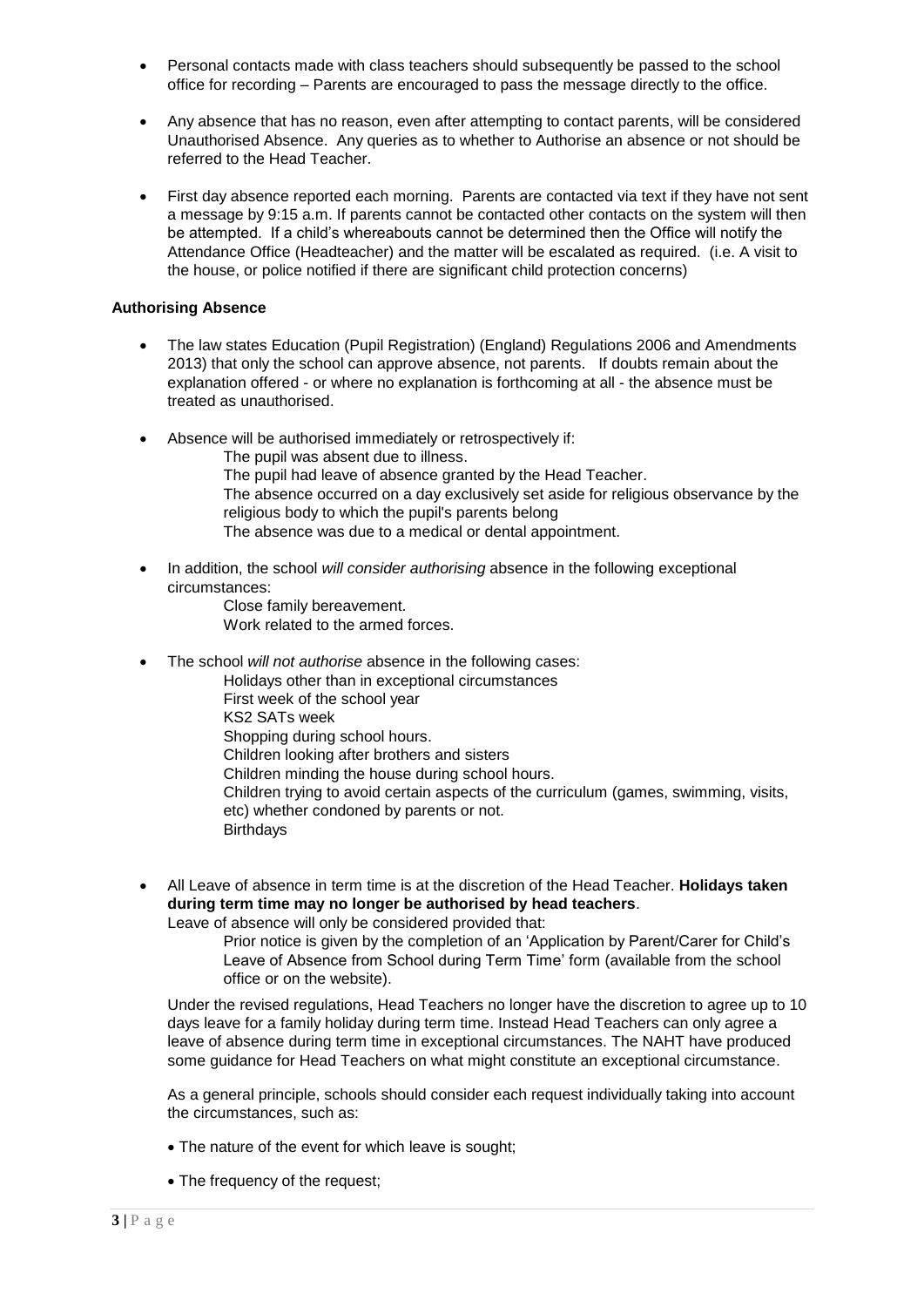- Personal contacts made with class teachers should subsequently be passed to the school office for recording – Parents are encouraged to pass the message directly to the office.

- Any absence that has no reason, even after attempting to contact parents, will be considered Unauthorised Absence. Any queries as to whether to Authorise an absence or not should be referred to the Head Teacher.

- First day absence reported each morning. Parents are contacted via text if they have not sent a message by 9:15 a.m. If parents cannot be contacted other contacts on the system will then be attempted. If a child's whereabouts cannot be determined then the Office will notify the Attendance Office (Headteacher) and the matter will be escalated as required. (i.e. A visit to the house, or police notified if there are significant child protection concerns)

**Authorising Absence**

- The law states Education (Pupil Registration) (England) Regulations 2006 and Amendments 2013) that only the school can approve absence, not parents. If doubts remain about the explanation offered - or where no explanation is forthcoming at all - the absence must be treated as unauthorised.

- Absence will be authorised immediately or retrospectively if:

  The pupil was absent due to illness.
  The pupil had leave of absence granted by the Head Teacher.
  The absence occurred on a day exclusively set aside for religious observance by the religious body to which the pupil's parents belong
  The absence was due to a medical or dental appointment.

- In addition, the school *will consider authorising* absence in the following exceptional circumstances:

  Close family bereavement.
  Work related to the armed forces.

- The school *will not authorise* absence in the following cases:

  Holidays other than in exceptional circumstances
  First week of the school year
  KS2 SATs week
  Shopping during school hours.
  Children looking after brothers and sisters
  Children minding the house during school hours.
  Children trying to avoid certain aspects of the curriculum (games, swimming, visits, etc) whether condoned by parents or not.
  Birthdays

- All Leave of absence in term time is at the discretion of the Head Teacher. **Holidays taken during term time may no longer be authorised by head teachers**.
  Leave of absence will only be considered provided that:

  Prior notice is given by the completion of an 'Application by Parent/Carer for Child's Leave of Absence from School during Term Time' form (available from the school office or on the website).

  Under the revised regulations, Head Teachers no longer have the discretion to agree up to 10 days leave for a family holiday during term time. Instead Head Teachers can only agree a leave of absence during term time in exceptional circumstances. The NAHT have produced some guidance for Head Teachers on what might constitute an exceptional circumstance.

  As a general principle, schools should consider each request individually taking into account the circumstances, such as:

  - The nature of the event for which leave is sought;

  - The frequency of the request;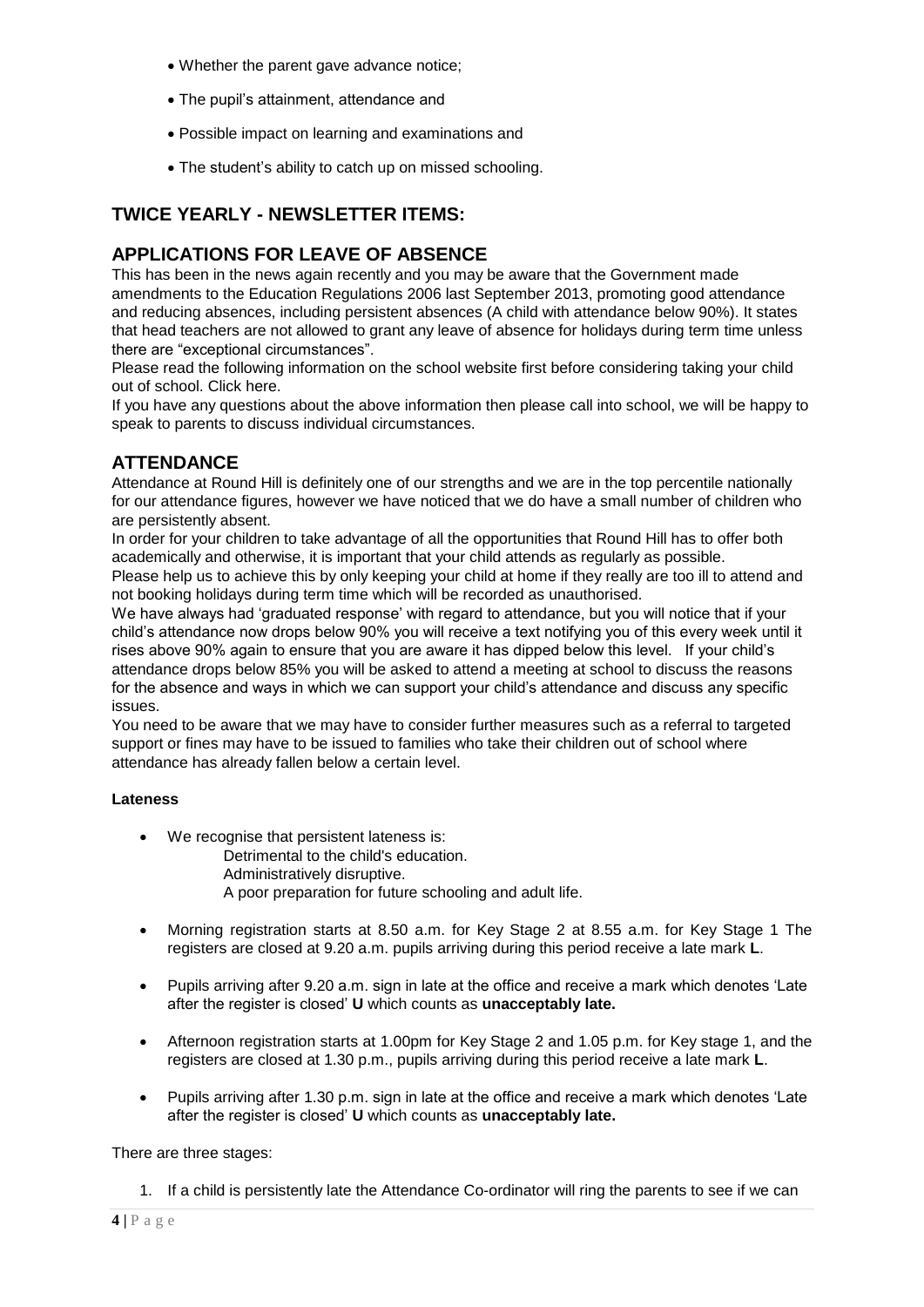- Whether the parent gave advance notice;
- The pupil's attainment, attendance and
- Possible impact on learning and examinations and
- The student's ability to catch up on missed schooling.

## TWICE YEARLY - NEWSLETTER ITEMS:

## APPLICATIONS FOR LEAVE OF ABSENCE

This has been in the news again recently and you may be aware that the Government made amendments to the Education Regulations 2006 last September 2013, promoting good attendance and reducing absences, including persistent absences (A child with attendance below 90%). It states that head teachers are not allowed to grant any leave of absence for holidays during term time unless there are "exceptional circumstances".

Please read the following information on the school website first before considering taking your child out of school. Click here.

If you have any questions about the above information then please call into school, we will be happy to speak to parents to discuss individual circumstances.

## ATTENDANCE

Attendance at Round Hill is definitely one of our strengths and we are in the top percentile nationally for our attendance figures, however we have noticed that we do have a small number of children who are persistently absent.

In order for your children to take advantage of all the opportunities that Round Hill has to offer both academically and otherwise, it is important that your child attends as regularly as possible.

Please help us to achieve this by only keeping your child at home if they really are too ill to attend and not booking holidays during term time which will be recorded as unauthorised.

We have always had 'graduated response' with regard to attendance, but you will notice that if your child's attendance now drops below 90% you will receive a text notifying you of this every week until it rises above 90% again to ensure that you are aware it has dipped below this level. If your child's attendance drops below 85% you will be asked to attend a meeting at school to discuss the reasons for the absence and ways in which we can support your child's attendance and discuss any specific issues.

You need to be aware that we may have to consider further measures such as a referral to targeted support or fines may have to be issued to families who take their children out of school where attendance has already fallen below a certain level.

**Lateness**

- We recognise that persistent lateness is:
  - Detrimental to the child's education.
  - Administratively disruptive.
  - A poor preparation for future schooling and adult life.
- Morning registration starts at 8.50 a.m. for Key Stage 2 at 8.55 a.m. for Key Stage 1 The registers are closed at 9.20 a.m. pupils arriving during this period receive a late mark **L**.
- Pupils arriving after 9.20 a.m. sign in late at the office and receive a mark which denotes 'Late after the register is closed' **U** which counts as **unacceptably late.**
- Afternoon registration starts at 1.00pm for Key Stage 2 and 1.05 p.m. for Key stage 1, and the registers are closed at 1.30 p.m., pupils arriving during this period receive a late mark **L**.
- Pupils arriving after 1.30 p.m. sign in late at the office and receive a mark which denotes 'Late after the register is closed' **U** which counts as **unacceptably late.**

There are three stages:

1. If a child is persistently late the Attendance Co-ordinator will ring the parents to see if we can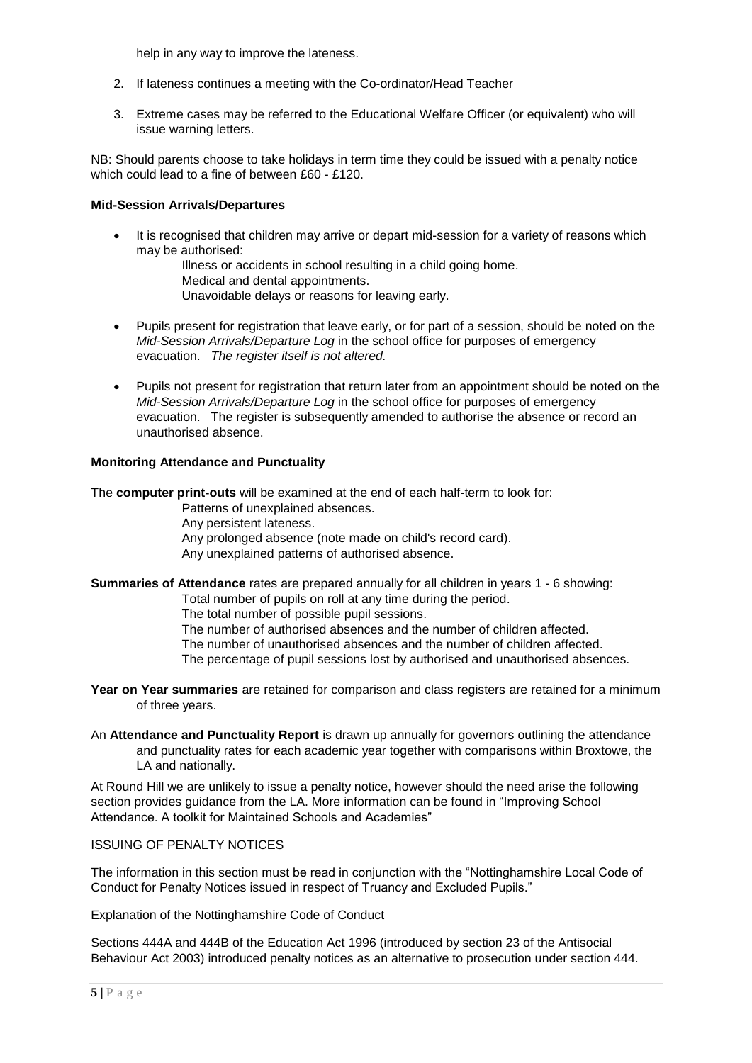help in any way to improve the lateness.

2. If lateness continues a meeting with the Co-ordinator/Head Teacher
3. Extreme cases may be referred to the Educational Welfare Officer (or equivalent) who will issue warning letters.

NB: Should parents choose to take holidays in term time they could be issued with a penalty notice which could lead to a fine of between £60 - £120.

**Mid-Session Arrivals/Departures**

- It is recognised that children may arrive or depart mid-session for a variety of reasons which may be authorised:
  Illness or accidents in school resulting in a child going home.
  Medical and dental appointments.
  Unavoidable delays or reasons for leaving early.
- Pupils present for registration that leave early, or for part of a session, should be noted on the *Mid-Session Arrivals/Departure Log* in the school office for purposes of emergency evacuation. *The register itself is not altered.*
- Pupils not present for registration that return later from an appointment should be noted on the *Mid-Session Arrivals/Departure Log* in the school office for purposes of emergency evacuation. The register is subsequently amended to authorise the absence or record an unauthorised absence.

**Monitoring Attendance and Punctuality**

The **computer print-outs** will be examined at the end of each half-term to look for:
Patterns of unexplained absences.
Any persistent lateness.
Any prolonged absence (note made on child's record card).
Any unexplained patterns of authorised absence.

**Summaries of Attendance** rates are prepared annually for all children in years 1 - 6 showing:
Total number of pupils on roll at any time during the period.
The total number of possible pupil sessions.
The number of authorised absences and the number of children affected.
The number of unauthorised absences and the number of children affected.
The percentage of pupil sessions lost by authorised and unauthorised absences.

**Year on Year summaries** are retained for comparison and class registers are retained for a minimum of three years.

An **Attendance and Punctuality Report** is drawn up annually for governors outlining the attendance and punctuality rates for each academic year together with comparisons within Broxtowe, the LA and nationally.

At Round Hill we are unlikely to issue a penalty notice, however should the need arise the following section provides guidance from the LA. More information can be found in "Improving School Attendance. A toolkit for Maintained Schools and Academies"

ISSUING OF PENALTY NOTICES

The information in this section must be read in conjunction with the "Nottinghamshire Local Code of Conduct for Penalty Notices issued in respect of Truancy and Excluded Pupils."

Explanation of the Nottinghamshire Code of Conduct

Sections 444A and 444B of the Education Act 1996 (introduced by section 23 of the Antisocial Behaviour Act 2003) introduced penalty notices as an alternative to prosecution under section 444.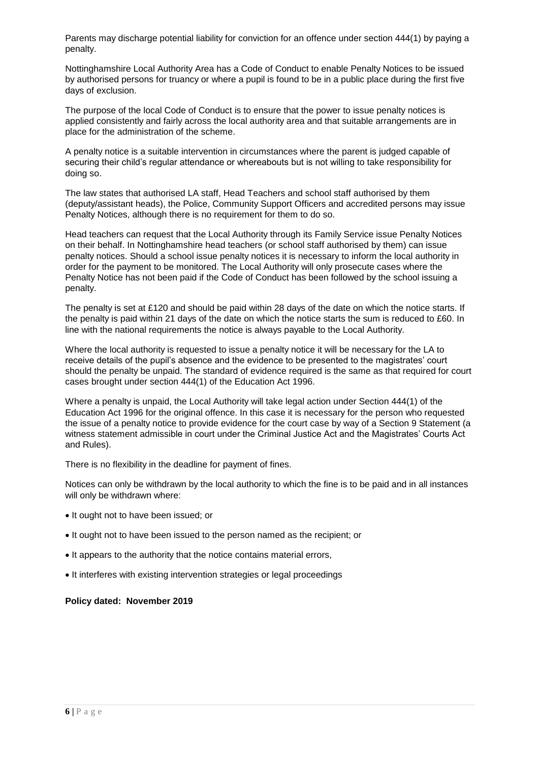Parents may discharge potential liability for conviction for an offence under section 444(1) by paying a penalty.

Nottinghamshire Local Authority Area has a Code of Conduct to enable Penalty Notices to be issued by authorised persons for truancy or where a pupil is found to be in a public place during the first five days of exclusion.

The purpose of the local Code of Conduct is to ensure that the power to issue penalty notices is applied consistently and fairly across the local authority area and that suitable arrangements are in place for the administration of the scheme.

A penalty notice is a suitable intervention in circumstances where the parent is judged capable of securing their child's regular attendance or whereabouts but is not willing to take responsibility for doing so.

The law states that authorised LA staff, Head Teachers and school staff authorised by them (deputy/assistant heads), the Police, Community Support Officers and accredited persons may issue Penalty Notices, although there is no requirement for them to do so.

Head teachers can request that the Local Authority through its Family Service issue Penalty Notices on their behalf. In Nottinghamshire head teachers (or school staff authorised by them) can issue penalty notices. Should a school issue penalty notices it is necessary to inform the local authority in order for the payment to be monitored. The Local Authority will only prosecute cases where the Penalty Notice has not been paid if the Code of Conduct has been followed by the school issuing a penalty.

The penalty is set at £120 and should be paid within 28 days of the date on which the notice starts. If the penalty is paid within 21 days of the date on which the notice starts the sum is reduced to £60. In line with the national requirements the notice is always payable to the Local Authority.

Where the local authority is requested to issue a penalty notice it will be necessary for the LA to receive details of the pupil's absence and the evidence to be presented to the magistrates' court should the penalty be unpaid. The standard of evidence required is the same as that required for court cases brought under section 444(1) of the Education Act 1996.

Where a penalty is unpaid, the Local Authority will take legal action under Section 444(1) of the Education Act 1996 for the original offence. In this case it is necessary for the person who requested the issue of a penalty notice to provide evidence for the court case by way of a Section 9 Statement (a witness statement admissible in court under the Criminal Justice Act and the Magistrates' Courts Act and Rules).

There is no flexibility in the deadline for payment of fines.

Notices can only be withdrawn by the local authority to which the fine is to be paid and in all instances will only be withdrawn where:

- It ought not to have been issued; or
- It ought not to have been issued to the person named as the recipient; or
- It appears to the authority that the notice contains material errors,
- It interferes with existing intervention strategies or legal proceedings

**Policy dated: November 2019**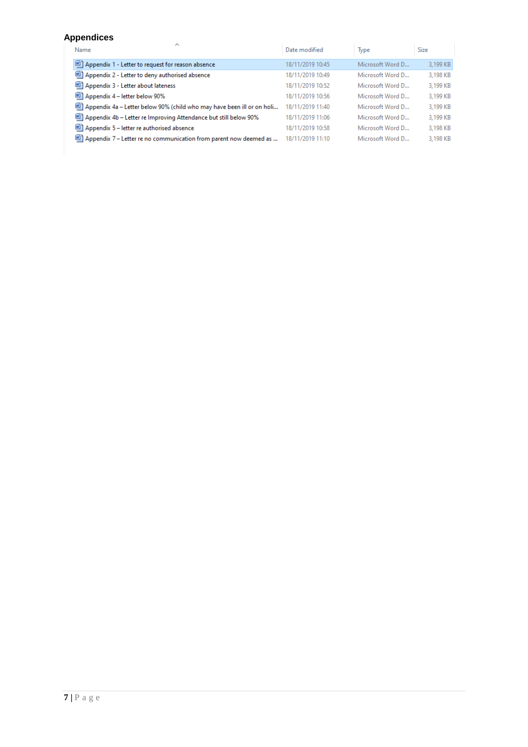## Appendices

| Name | Date modified | Type | Size |
|---|---|---|---|
| Appendix 1 - Letter to request for reason absence | 18/11/2019 10:45 | Microsoft Word D... | 3,199 KB |
| Appendix 2 - Letter to deny authorised absence | 18/11/2019 10:49 | Microsoft Word D... | 3,198 KB |
| Appendix 3 - Letter about lateness | 18/11/2019 10:52 | Microsoft Word D... | 3,199 KB |
| Appendix 4 – letter below 90% | 18/11/2019 10:56 | Microsoft Word D... | 3,199 KB |
| Appendix 4a – Letter below 90% (child who may have been ill or on holi... | 18/11/2019 11:40 | Microsoft Word D... | 3,199 KB |
| Appendix 4b – Letter re Improving Attendance but still below 90% | 18/11/2019 11:06 | Microsoft Word D... | 3,199 KB |
| Appendix 5 – letter re authorised absence | 18/11/2019 10:58 | Microsoft Word D... | 3,198 KB |
| Appendix 7 – Letter re no communication from parent now deemed as ... | 18/11/2019 11:10 | Microsoft Word D... | 3,198 KB |